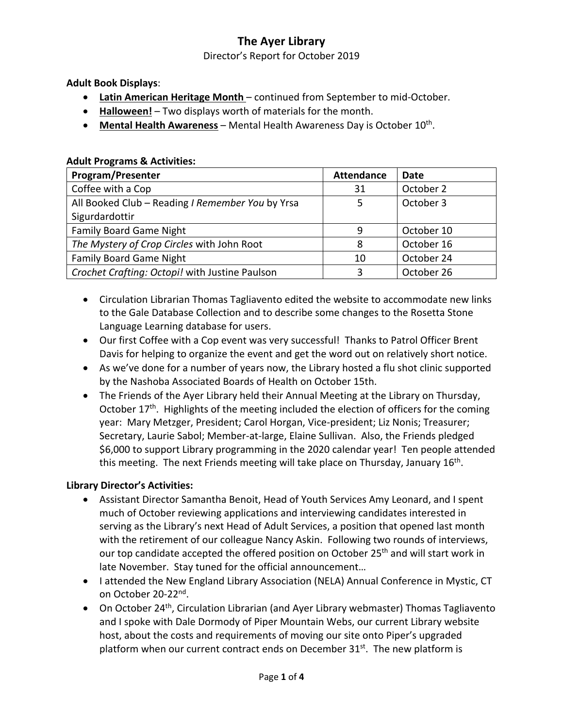# The Ayer Library

Director's Report for October 2019

**Adult Book Displays**:

- **<u>Latin American Heritage Month</u>** – continued from September to mid-October.
- **<u>Halloween!</u>** – Two displays worth of materials for the month.
- **<u>Mental Health Awareness</u>** – Mental Health Awareness Day is October 10th.

**Adult Programs & Activities:**

| Program/Presenter | Attendance | Date |
|---|---|---|
| Coffee with a Cop | 31 | October 2 |
| All Booked Club – Reading *I Remember You* by Yrsa Sigurdardottir | 5 | October 3 |
| Family Board Game Night | 9 | October 10 |
| *The Mystery of Crop Circles* with John Root | 8 | October 16 |
| Family Board Game Night | 10 | October 24 |
| *Crochet Crafting: Octopi!* with Justine Paulson | 3 | October 26 |

- Circulation Librarian Thomas Tagliavento edited the website to accommodate new links to the Gale Database Collection and to describe some changes to the Rosetta Stone Language Learning database for users.
- Our first Coffee with a Cop event was very successful! Thanks to Patrol Officer Brent Davis for helping to organize the event and get the word out on relatively short notice.
- As we've done for a number of years now, the Library hosted a flu shot clinic supported by the Nashoba Associated Boards of Health on October 15th.
- The Friends of the Ayer Library held their Annual Meeting at the Library on Thursday, October 17th. Highlights of the meeting included the election of officers for the coming year: Mary Metzger, President; Carol Horgan, Vice-president; Liz Nonis; Treasurer; Secretary, Laurie Sabol; Member-at-large, Elaine Sullivan. Also, the Friends pledged $6,000 to support Library programming in the 2020 calendar year! Ten people attended this meeting. The next Friends meeting will take place on Thursday, January 16th.

**Library Director's Activities:**

- Assistant Director Samantha Benoit, Head of Youth Services Amy Leonard, and I spent much of October reviewing applications and interviewing candidates interested in serving as the Library's next Head of Adult Services, a position that opened last month with the retirement of our colleague Nancy Askin. Following two rounds of interviews, our top candidate accepted the offered position on October 25th and will start work in late November. Stay tuned for the official announcement…
- I attended the New England Library Association (NELA) Annual Conference in Mystic, CT on October 20-22nd.
- On October 24th, Circulation Librarian (and Ayer Library webmaster) Thomas Tagliavento and I spoke with Dale Dormody of Piper Mountain Webs, our current Library website host, about the costs and requirements of moving our site onto Piper's upgraded platform when our current contract ends on December 31st. The new platform is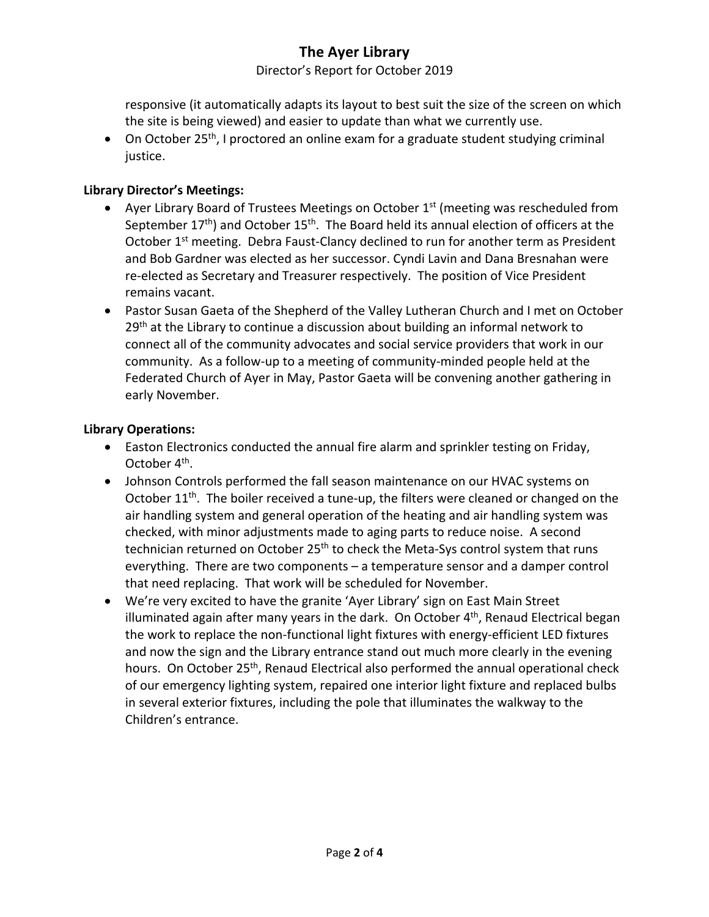responsive (it automatically adapts its layout to best suit the size of the screen on which the site is being viewed) and easier to update than what we currently use.

- On October 25th, I proctored an online exam for a graduate student studying criminal justice.

**Library Director's Meetings:**

- Ayer Library Board of Trustees Meetings on October 1st (meeting was rescheduled from September 17th) and October 15th. The Board held its annual election of officers at the October 1st meeting. Debra Faust-Clancy declined to run for another term as President and Bob Gardner was elected as her successor. Cyndi Lavin and Dana Bresnahan were re-elected as Secretary and Treasurer respectively. The position of Vice President remains vacant.
- Pastor Susan Gaeta of the Shepherd of the Valley Lutheran Church and I met on October 29th at the Library to continue a discussion about building an informal network to connect all of the community advocates and social service providers that work in our community. As a follow-up to a meeting of community-minded people held at the Federated Church of Ayer in May, Pastor Gaeta will be convening another gathering in early November.

**Library Operations:**

- Easton Electronics conducted the annual fire alarm and sprinkler testing on Friday, October 4th.
- Johnson Controls performed the fall season maintenance on our HVAC systems on October 11th. The boiler received a tune-up, the filters were cleaned or changed on the air handling system and general operation of the heating and air handling system was checked, with minor adjustments made to aging parts to reduce noise. A second technician returned on October 25th to check the Meta-Sys control system that runs everything. There are two components – a temperature sensor and a damper control that need replacing. That work will be scheduled for November.
- We're very excited to have the granite 'Ayer Library' sign on East Main Street illuminated again after many years in the dark. On October 4th, Renaud Electrical began the work to replace the non-functional light fixtures with energy-efficient LED fixtures and now the sign and the Library entrance stand out much more clearly in the evening hours. On October 25th, Renaud Electrical also performed the annual operational check of our emergency lighting system, repaired one interior light fixture and replaced bulbs in several exterior fixtures, including the pole that illuminates the walkway to the Children's entrance.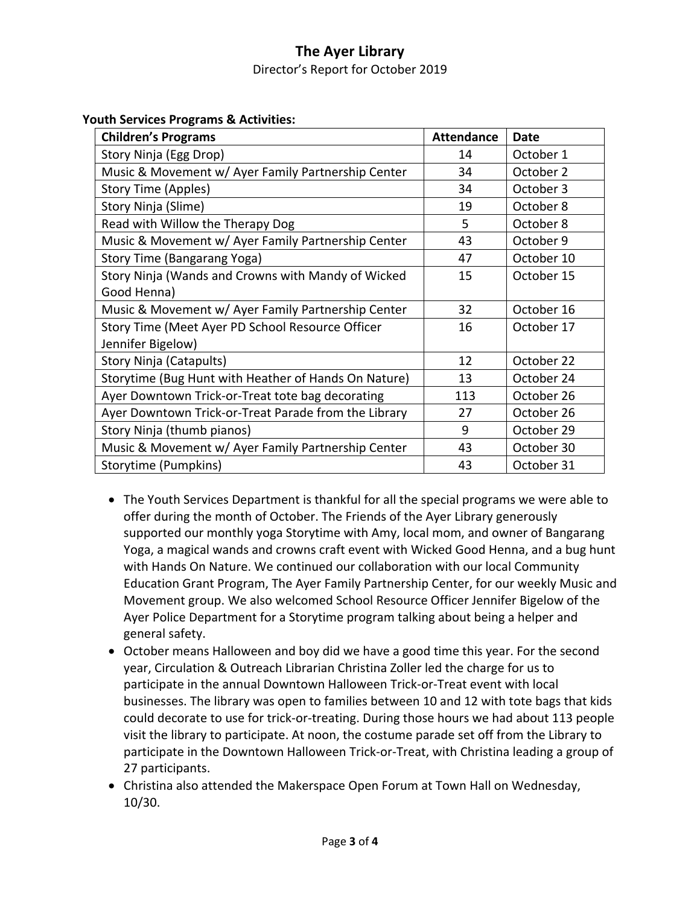# The Ayer Library

Director's Report for October 2019

**Youth Services Programs & Activities:**

| Children's Programs | Attendance | Date |
|---|---|---|
| Story Ninja (Egg Drop) | 14 | October 1 |
| Music & Movement w/ Ayer Family Partnership Center | 34 | October 2 |
| Story Time (Apples) | 34 | October 3 |
| Story Ninja (Slime) | 19 | October 8 |
| Read with Willow the Therapy Dog | 5 | October 8 |
| Music & Movement w/ Ayer Family Partnership Center | 43 | October 9 |
| Story Time (Bangarang Yoga) | 47 | October 10 |
| Story Ninja (Wands and Crowns with Mandy of Wicked Good Henna) | 15 | October 15 |
| Music & Movement w/ Ayer Family Partnership Center | 32 | October 16 |
| Story Time (Meet Ayer PD School Resource Officer Jennifer Bigelow) | 16 | October 17 |
| Story Ninja (Catapults) | 12 | October 22 |
| Storytime (Bug Hunt with Heather of Hands On Nature) | 13 | October 24 |
| Ayer Downtown Trick-or-Treat tote bag decorating | 113 | October 26 |
| Ayer Downtown Trick-or-Treat Parade from the Library | 27 | October 26 |
| Story Ninja (thumb pianos) | 9 | October 29 |
| Music & Movement w/ Ayer Family Partnership Center | 43 | October 30 |
| Storytime (Pumpkins) | 43 | October 31 |

- The Youth Services Department is thankful for all the special programs we were able to offer during the month of October. The Friends of the Ayer Library generously supported our monthly yoga Storytime with Amy, local mom, and owner of Bangarang Yoga, a magical wands and crowns craft event with Wicked Good Henna, and a bug hunt with Hands On Nature. We continued our collaboration with our local Community Education Grant Program, The Ayer Family Partnership Center, for our weekly Music and Movement group. We also welcomed School Resource Officer Jennifer Bigelow of the Ayer Police Department for a Storytime program talking about being a helper and general safety.
- October means Halloween and boy did we have a good time this year. For the second year, Circulation & Outreach Librarian Christina Zoller led the charge for us to participate in the annual Downtown Halloween Trick-or-Treat event with local businesses. The library was open to families between 10 and 12 with tote bags that kids could decorate to use for trick-or-treating. During those hours we had about 113 people visit the library to participate. At noon, the costume parade set off from the Library to participate in the Downtown Halloween Trick-or-Treat, with Christina leading a group of 27 participants.
- Christina also attended the Makerspace Open Forum at Town Hall on Wednesday, 10/30.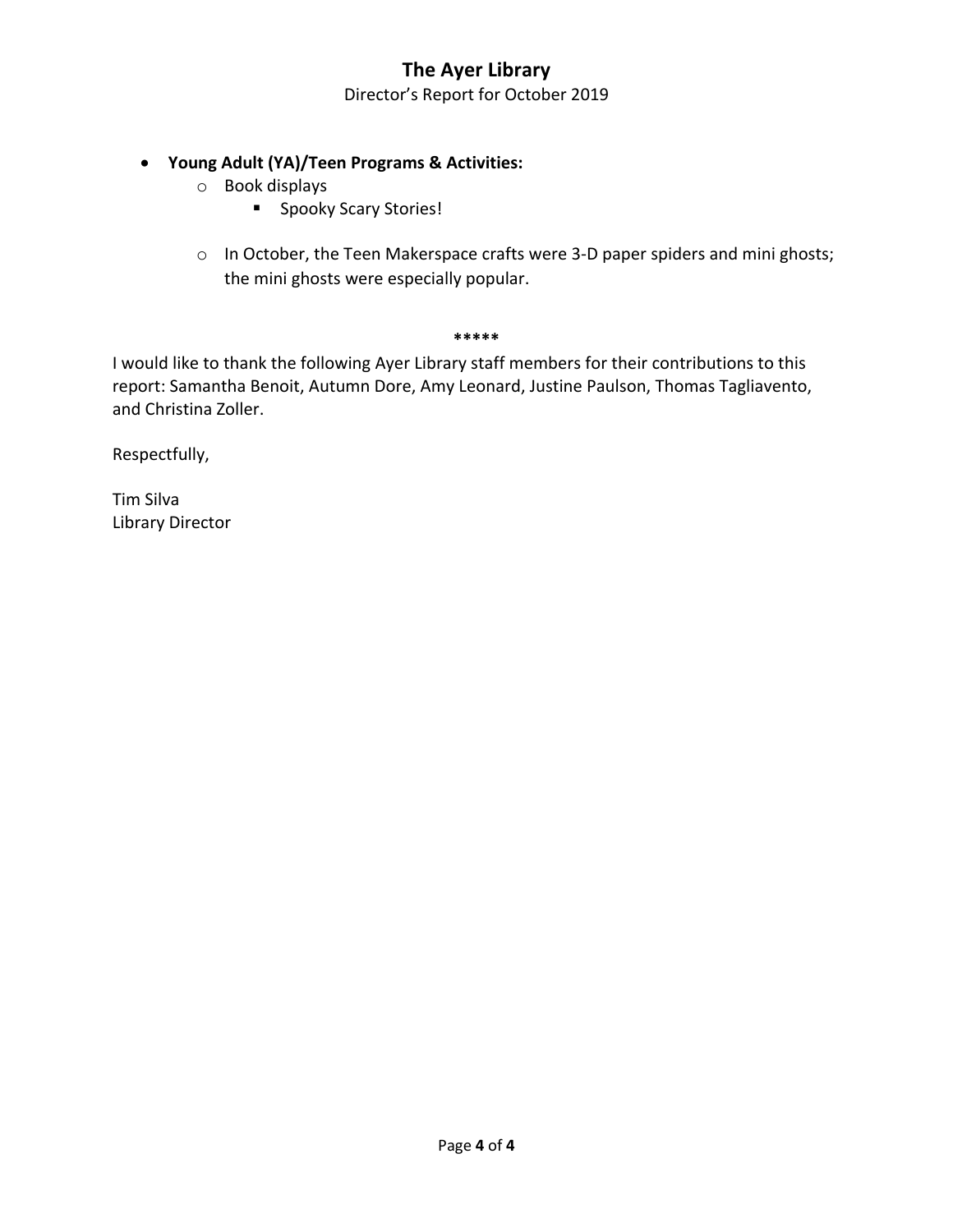- **Young Adult (YA)/Teen Programs & Activities:**
  - Book displays
    - Spooky Scary Stories!
  - In October, the Teen Makerspace crafts were 3-D paper spiders and mini ghosts; the mini ghosts were especially popular.

**\*\*\*\*\***

I would like to thank the following Ayer Library staff members for their contributions to this report: Samantha Benoit, Autumn Dore, Amy Leonard, Justine Paulson, Thomas Tagliavento, and Christina Zoller.

Respectfully,

Tim Silva
Library Director